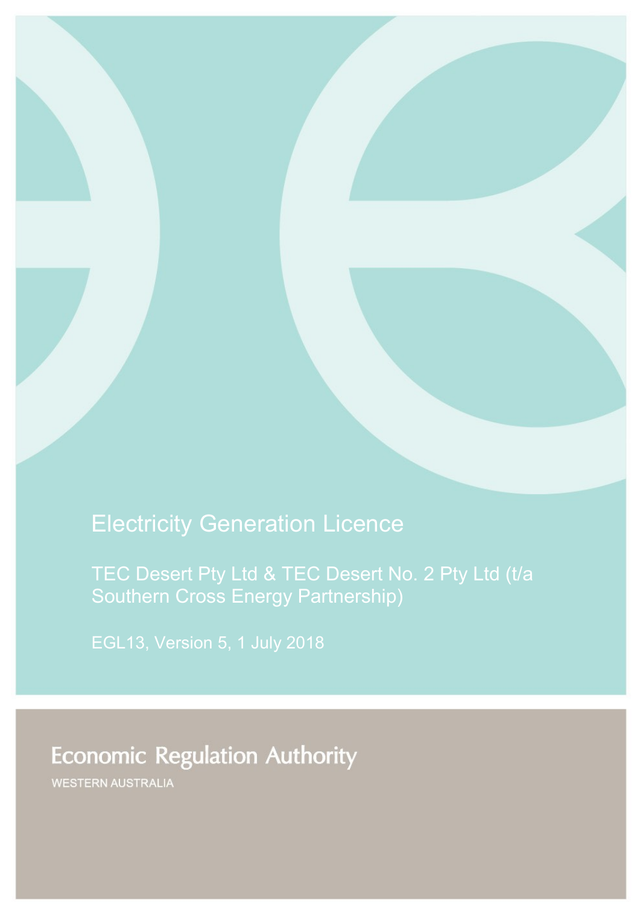# Electricity Generation Licence

TEC Desert Pty Ltd & TEC Desert No. 2 Pty Ltd (t/a Southern Cross Energy Partnership)

EGL13, Version 5, 1 July 2018

Economic Regulation Authority

WESTERN AUSTRALIA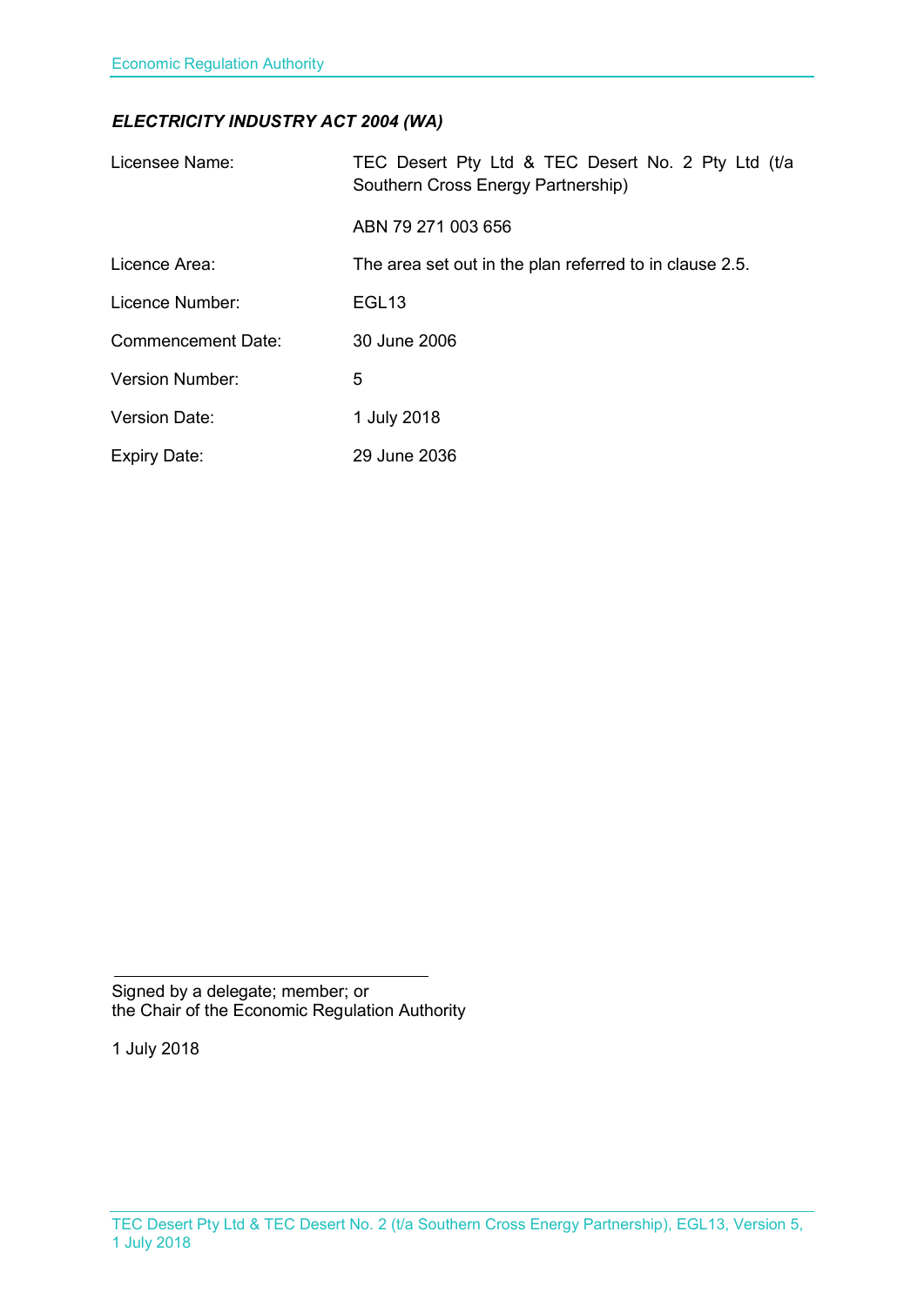***ELECTRICITY INDUSTRY ACT 2004 (WA)***

| | |
|---|---|
| Licensee Name: | TEC Desert Pty Ltd & TEC Desert No. 2 Pty Ltd (t/a Southern Cross Energy Partnership)<br><br>ABN 79 271 003 656 |
| Licence Area: | The area set out in the plan referred to in clause 2.5. |
| Licence Number: | EGL13 |
| Commencement Date: | 30 June 2006 |
| Version Number: | 5 |
| Version Date: | 1 July 2018 |
| Expiry Date: | 29 June 2036 |

Signed by a delegate; member; or
the Chair of the Economic Regulation Authority

1 July 2018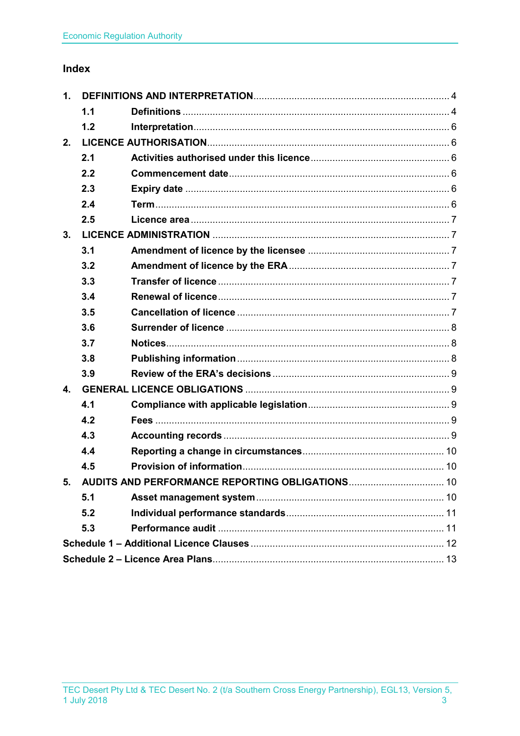## Index

| | | |
|---|---|---|
| **1.** | **DEFINITIONS AND INTERPRETATION** | 4 |
| **1.1** | **Definitions** | 4 |
| **1.2** | **Interpretation** | 6 |
| **2.** | **LICENCE AUTHORISATION** | 6 |
| **2.1** | **Activities authorised under this licence** | 6 |
| **2.2** | **Commencement date** | 6 |
| **2.3** | **Expiry date** | 6 |
| **2.4** | **Term** | 6 |
| **2.5** | **Licence area** | 7 |
| **3.** | **LICENCE ADMINISTRATION** | 7 |
| **3.1** | **Amendment of licence by the licensee** | 7 |
| **3.2** | **Amendment of licence by the ERA** | 7 |
| **3.3** | **Transfer of licence** | 7 |
| **3.4** | **Renewal of licence** | 7 |
| **3.5** | **Cancellation of licence** | 7 |
| **3.6** | **Surrender of licence** | 8 |
| **3.7** | **Notices** | 8 |
| **3.8** | **Publishing information** | 8 |
| **3.9** | **Review of the ERA's decisions** | 9 |
| **4.** | **GENERAL LICENCE OBLIGATIONS** | 9 |
| **4.1** | **Compliance with applicable legislation** | 9 |
| **4.2** | **Fees** | 9 |
| **4.3** | **Accounting records** | 9 |
| **4.4** | **Reporting a change in circumstances** | 10 |
| **4.5** | **Provision of information** | 10 |
| **5.** | **AUDITS AND PERFORMANCE REPORTING OBLIGATIONS** | 10 |
| **5.1** | **Asset management system** | 10 |
| **5.2** | **Individual performance standards** | 11 |
| **5.3** | **Performance audit** | 11 |
| | **Schedule 1 – Additional Licence Clauses** | 12 |
| | **Schedule 2 – Licence Area Plans** | 13 |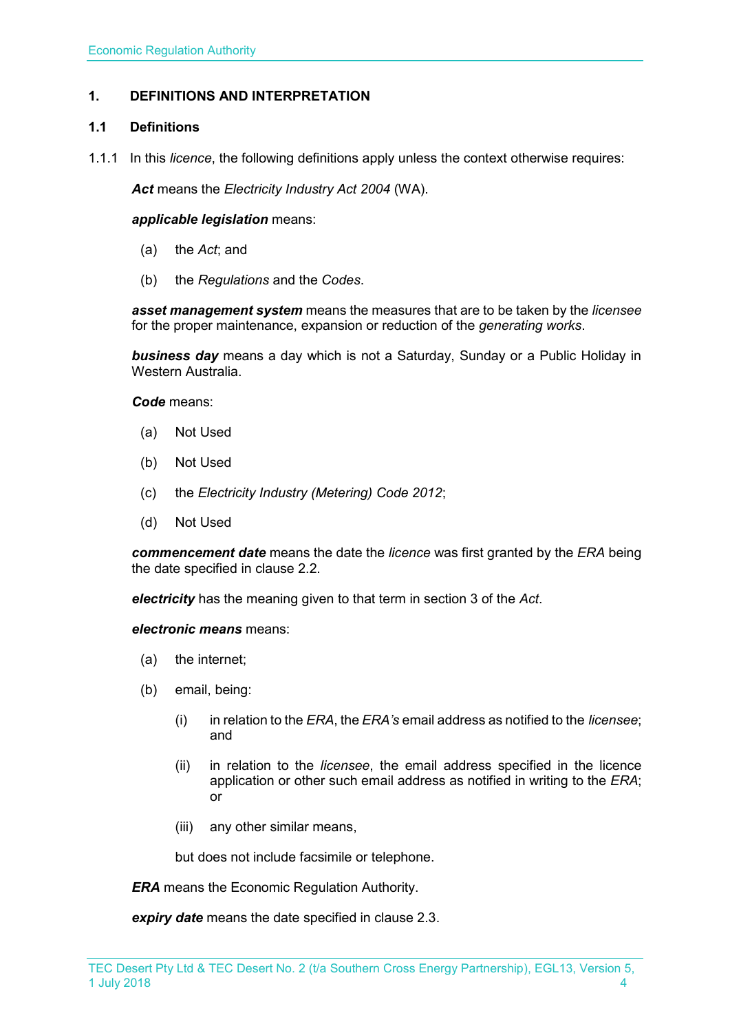## 1. DEFINITIONS AND INTERPRETATION

### 1.1 Definitions

1.1.1 In this *licence*, the following definitions apply unless the context otherwise requires:

***Act*** means the *Electricity Industry Act 2004* (WA).

***applicable legislation*** means:

(a) the *Act*; and

(b) the *Regulations* and the *Codes*.

***asset management system*** means the measures that are to be taken by the *licensee* for the proper maintenance, expansion or reduction of the *generating works*.

***business day*** means a day which is not a Saturday, Sunday or a Public Holiday in Western Australia.

***Code*** means:

(a) Not Used

(b) Not Used

(c) the *Electricity Industry (Metering) Code 2012*;

(d) Not Used

***commencement date*** means the date the *licence* was first granted by the *ERA* being the date specified in clause 2.2.

***electricity*** has the meaning given to that term in section 3 of the *Act*.

***electronic means*** means:

(a) the internet;

(b) email, being:

(i) in relation to the *ERA*, the *ERA's* email address as notified to the *licensee*; and

(ii) in relation to the *licensee*, the email address specified in the licence application or other such email address as notified in writing to the *ERA*; or

(iii) any other similar means,

but does not include facsimile or telephone.

***ERA*** means the Economic Regulation Authority.

***expiry date*** means the date specified in clause 2.3.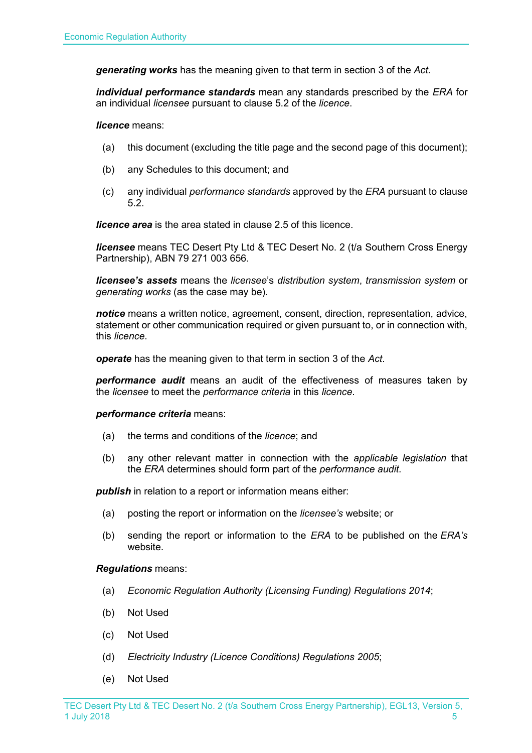***generating works*** has the meaning given to that term in section 3 of the *Act.*

***individual performance standards*** mean any standards prescribed by the *ERA* for an individual *licensee* pursuant to clause 5.2 of the *licence*.

***licence*** means:

(a) this document (excluding the title page and the second page of this document);

(b) any Schedules to this document; and

(c) any individual *performance standards* approved by the *ERA* pursuant to clause 5.2.

***licence area*** is the area stated in clause 2.5 of this licence.

***licensee*** means TEC Desert Pty Ltd & TEC Desert No. 2 (t/a Southern Cross Energy Partnership), ABN 79 271 003 656.

***licensee's assets*** means the *licensee*'s *distribution system*, *transmission system* or *generating works* (as the case may be).

***notice*** means a written notice, agreement, consent, direction, representation, advice, statement or other communication required or given pursuant to, or in connection with, this *licence*.

***operate*** has the meaning given to that term in section 3 of the *Act*.

***performance audit*** means an audit of the effectiveness of measures taken by the *licensee* to meet the *performance criteria* in this *licence*.

***performance criteria*** means:

(a) the terms and conditions of the *licence*; and

(b) any other relevant matter in connection with the *applicable legislation* that the *ERA* determines should form part of the *performance audit*.

***publish*** in relation to a report or information means either:

(a) posting the report or information on the *licensee's* website; or

(b) sending the report or information to the *ERA* to be published on the *ERA's* website.

***Regulations*** means:

(a) *Economic Regulation Authority (Licensing Funding) Regulations 2014*;

(b) Not Used

(c) Not Used

(d) *Electricity Industry (Licence Conditions) Regulations 2005*;

(e) Not Used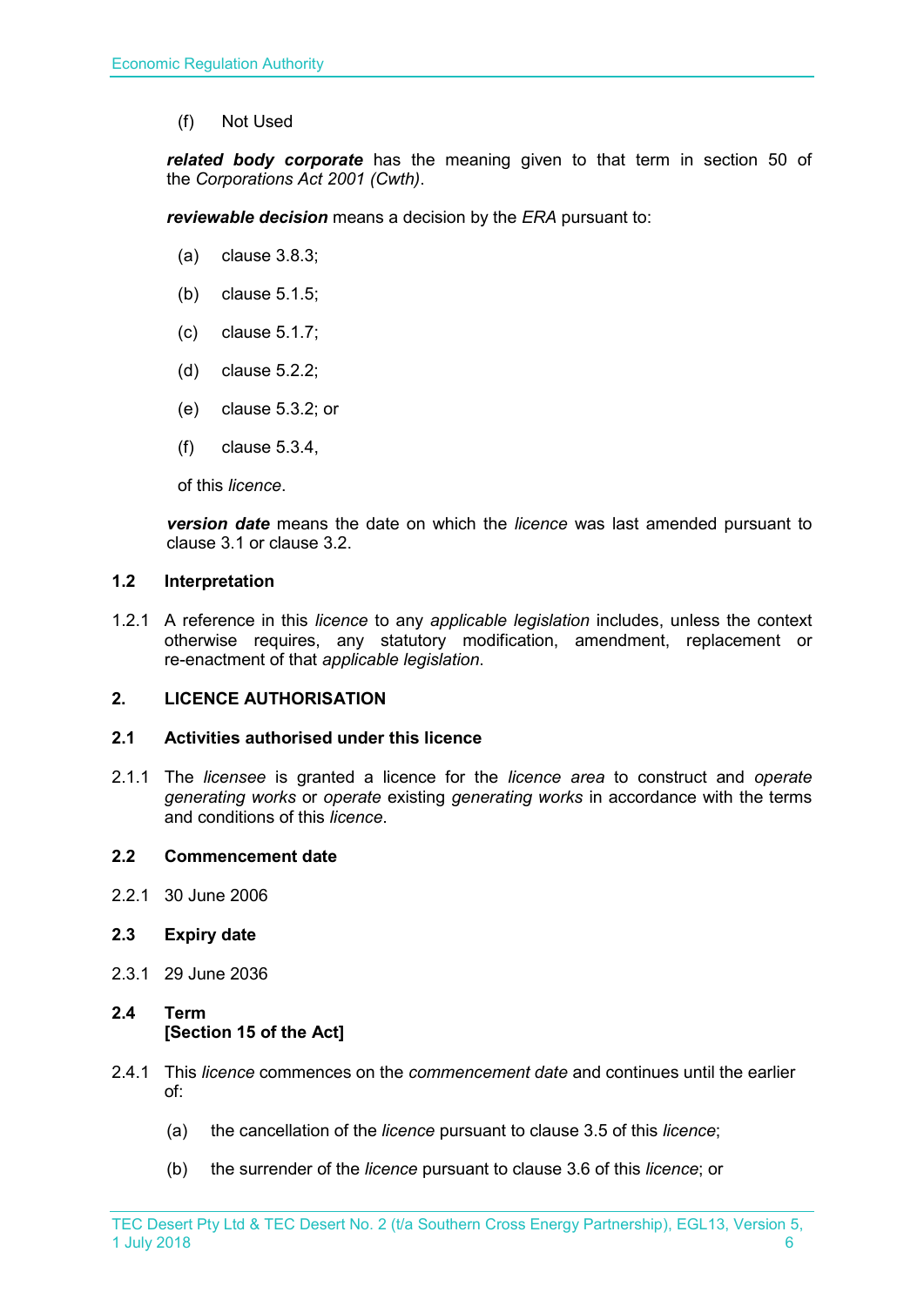(f) Not Used

***related body corporate*** has the meaning given to that term in section 50 of the *Corporations Act 2001 (Cwth)*.

***reviewable decision*** means a decision by the *ERA* pursuant to:

(a) clause 3.8.3;

(b) clause 5.1.5;

(c) clause 5.1.7;

(d) clause 5.2.2;

(e) clause 5.3.2; or

(f) clause 5.3.4,

of this *licence*.

***version date*** means the date on which the *licence* was last amended pursuant to clause 3.1 or clause 3.2.

### 1.2 Interpretation

1.2.1 A reference in this *licence* to any *applicable legislation* includes, unless the context otherwise requires, any statutory modification, amendment, replacement or re-enactment of that *applicable legislation*.

## 2. LICENCE AUTHORISATION

### 2.1 Activities authorised under this licence

2.1.1 The *licensee* is granted a licence for the *licence area* to construct and *operate generating works* or *operate* existing *generating works* in accordance with the terms and conditions of this *licence*.

### 2.2 Commencement date

2.2.1 30 June 2006

### 2.3 Expiry date

2.3.1 29 June 2036

### 2.4 Term [Section 15 of the Act]

2.4.1 This *licence* commences on the *commencement date* and continues until the earlier of:

(a) the cancellation of the *licence* pursuant to clause 3.5 of this *licence*;

(b) the surrender of the *licence* pursuant to clause 3.6 of this *licence*; or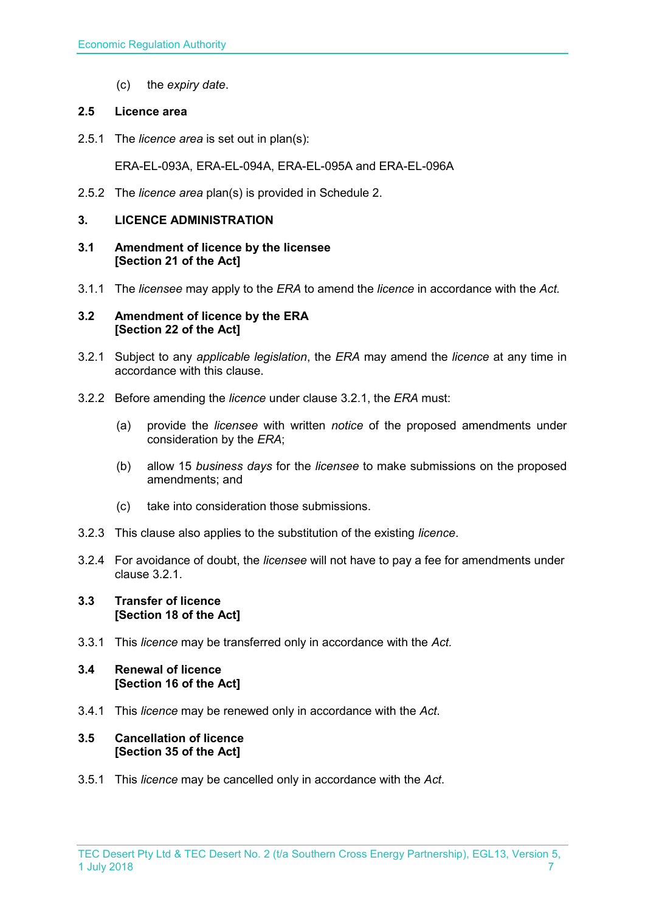(c) the *expiry date*.

### 2.5 Licence area

2.5.1 The *licence area* is set out in plan(s):

ERA-EL-093A, ERA-EL-094A, ERA-EL-095A and ERA-EL-096A

2.5.2 The *licence area* plan(s) is provided in Schedule 2.

## 3. LICENCE ADMINISTRATION

### 3.1 Amendment of licence by the licensee [Section 21 of the Act]

3.1.1 The *licensee* may apply to the *ERA* to amend the *licence* in accordance with the *Act.*

### 3.2 Amendment of licence by the ERA [Section 22 of the Act]

3.2.1 Subject to any *applicable legislation*, the *ERA* may amend the *licence* at any time in accordance with this clause.

3.2.2 Before amending the *licence* under clause 3.2.1, the *ERA* must:

(a) provide the *licensee* with written *notice* of the proposed amendments under consideration by the *ERA*;

(b) allow 15 *business days* for the *licensee* to make submissions on the proposed amendments; and

(c) take into consideration those submissions.

3.2.3 This clause also applies to the substitution of the existing *licence*.

3.2.4 For avoidance of doubt, the *licensee* will not have to pay a fee for amendments under clause 3.2.1.

### 3.3 Transfer of licence [Section 18 of the Act]

3.3.1 This *licence* may be transferred only in accordance with the *Act.*

### 3.4 Renewal of licence [Section 16 of the Act]

3.4.1 This *licence* may be renewed only in accordance with the *Act*.

### 3.5 Cancellation of licence [Section 35 of the Act]

3.5.1 This *licence* may be cancelled only in accordance with the *Act*.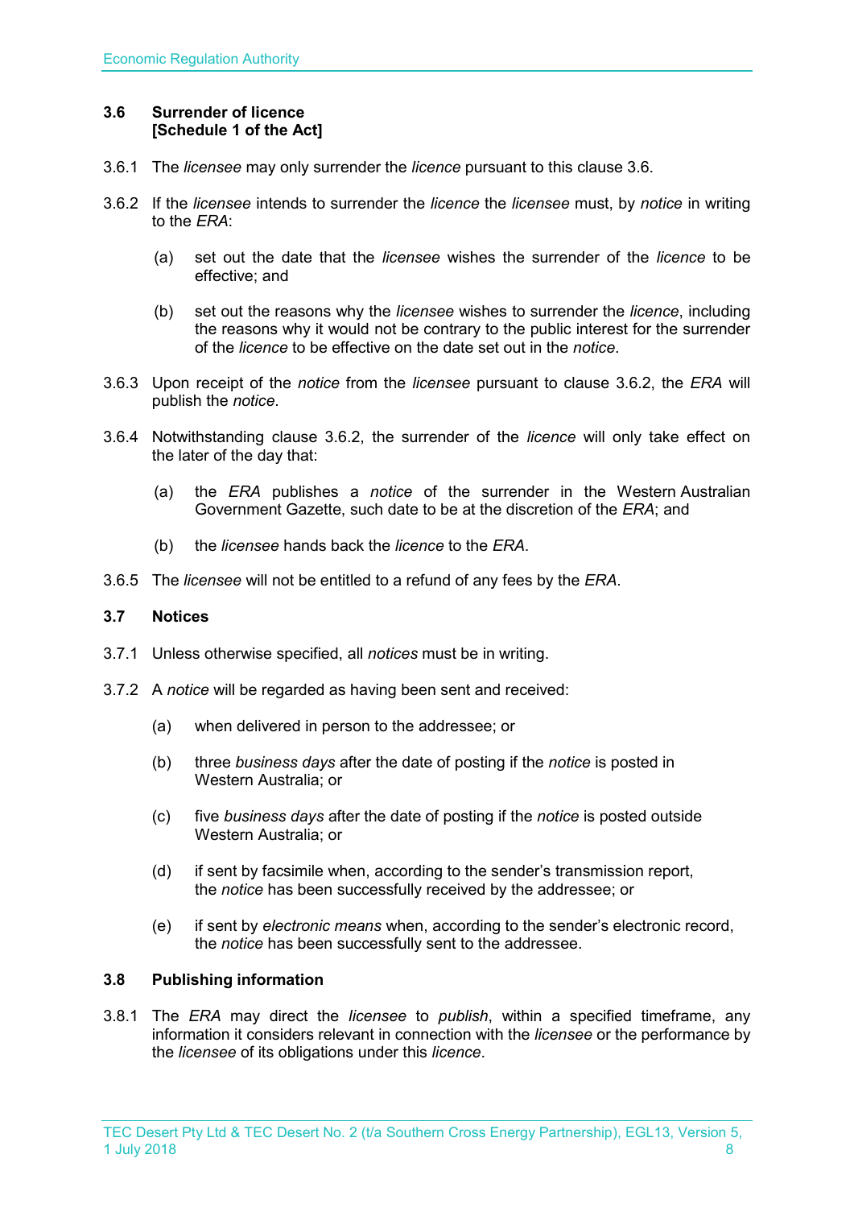### 3.6 Surrender of licence [Schedule 1 of the Act]

3.6.1 The *licensee* may only surrender the *licence* pursuant to this clause 3.6.

3.6.2 If the *licensee* intends to surrender the *licence* the *licensee* must, by *notice* in writing to the *ERA*:

(a) set out the date that the *licensee* wishes the surrender of the *licence* to be effective; and

(b) set out the reasons why the *licensee* wishes to surrender the *licence*, including the reasons why it would not be contrary to the public interest for the surrender of the *licence* to be effective on the date set out in the *notice*.

3.6.3 Upon receipt of the *notice* from the *licensee* pursuant to clause 3.6.2, the *ERA* will publish the *notice*.

3.6.4 Notwithstanding clause 3.6.2, the surrender of the *licence* will only take effect on the later of the day that:

(a) the *ERA* publishes a *notice* of the surrender in the Western Australian Government Gazette, such date to be at the discretion of the *ERA*; and

(b) the *licensee* hands back the *licence* to the *ERA*.

3.6.5 The *licensee* will not be entitled to a refund of any fees by the *ERA*.

### 3.7 Notices

3.7.1 Unless otherwise specified, all *notices* must be in writing.

3.7.2 A *notice* will be regarded as having been sent and received:

(a) when delivered in person to the addressee; or

(b) three *business days* after the date of posting if the *notice* is posted in Western Australia; or

(c) five *business days* after the date of posting if the *notice* is posted outside Western Australia; or

(d) if sent by facsimile when, according to the sender's transmission report, the *notice* has been successfully received by the addressee; or

(e) if sent by *electronic means* when, according to the sender's electronic record, the *notice* has been successfully sent to the addressee.

### 3.8 Publishing information

3.8.1 The *ERA* may direct the *licensee* to *publish*, within a specified timeframe, any information it considers relevant in connection with the *licensee* or the performance by the *licensee* of its obligations under this *licence*.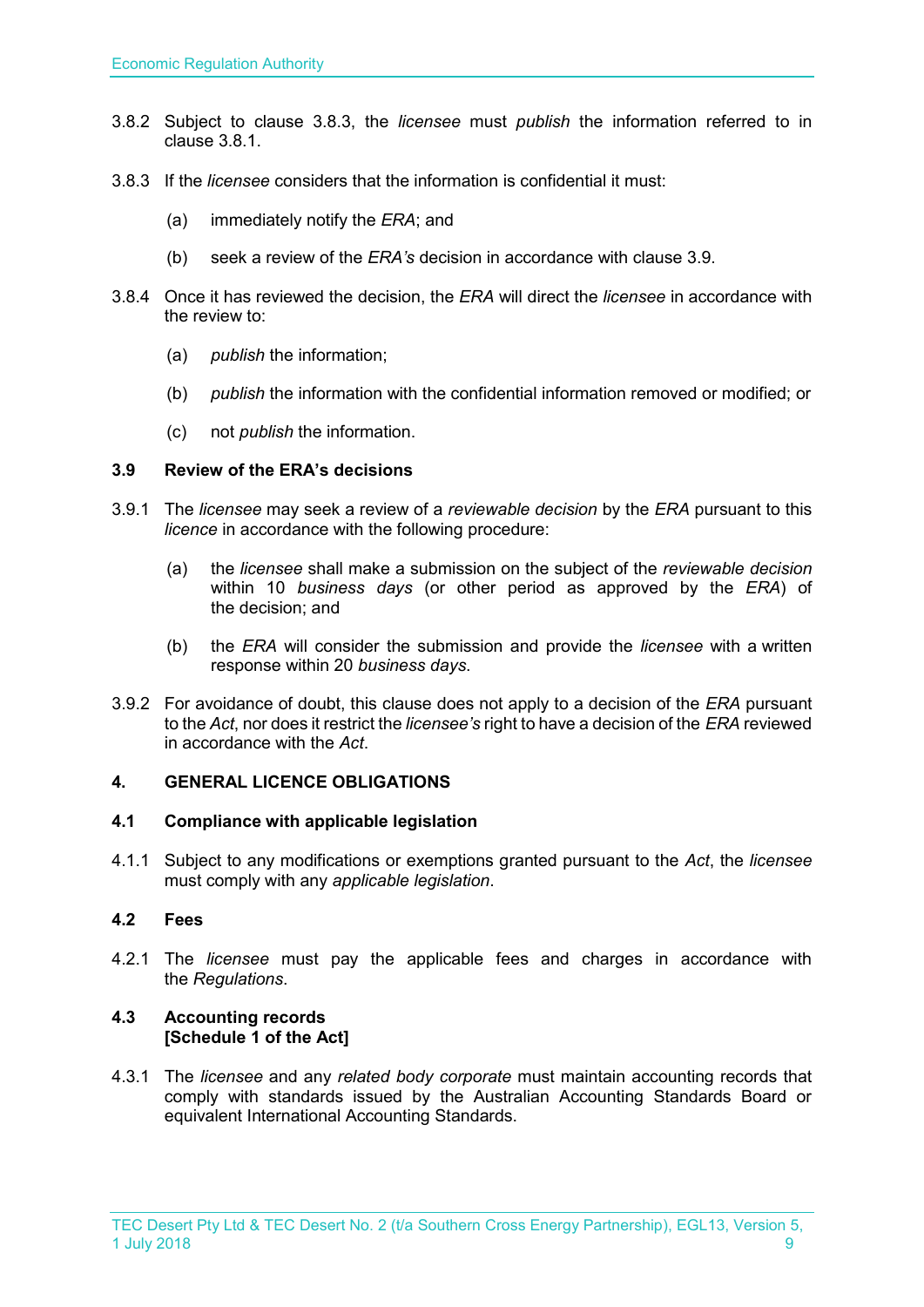3.8.2 Subject to clause 3.8.3, the *licensee* must *publish* the information referred to in clause 3.8.1.

3.8.3 If the *licensee* considers that the information is confidential it must:

(a) immediately notify the *ERA*; and

(b) seek a review of the *ERA's* decision in accordance with clause 3.9.

3.8.4 Once it has reviewed the decision, the *ERA* will direct the *licensee* in accordance with the review to:

(a) *publish* the information;

(b) *publish* the information with the confidential information removed or modified; or

(c) not *publish* the information.

### 3.9 Review of the ERA's decisions

3.9.1 The *licensee* may seek a review of a *reviewable decision* by the *ERA* pursuant to this *licence* in accordance with the following procedure:

(a) the *licensee* shall make a submission on the subject of the *reviewable decision* within 10 *business days* (or other period as approved by the *ERA*) of the decision; and

(b) the *ERA* will consider the submission and provide the *licensee* with a written response within 20 *business days*.

3.9.2 For avoidance of doubt, this clause does not apply to a decision of the *ERA* pursuant to the *Act*, nor does it restrict the *licensee's* right to have a decision of the *ERA* reviewed in accordance with the *Act*.

## 4. GENERAL LICENCE OBLIGATIONS

### 4.1 Compliance with applicable legislation

4.1.1 Subject to any modifications or exemptions granted pursuant to the *Act*, the *licensee* must comply with any *applicable legislation*.

### 4.2 Fees

4.2.1 The *licensee* must pay the applicable fees and charges in accordance with the *Regulations*.

### 4.3 Accounting records [Schedule 1 of the Act]

4.3.1 The *licensee* and any *related body corporate* must maintain accounting records that comply with standards issued by the Australian Accounting Standards Board or equivalent International Accounting Standards.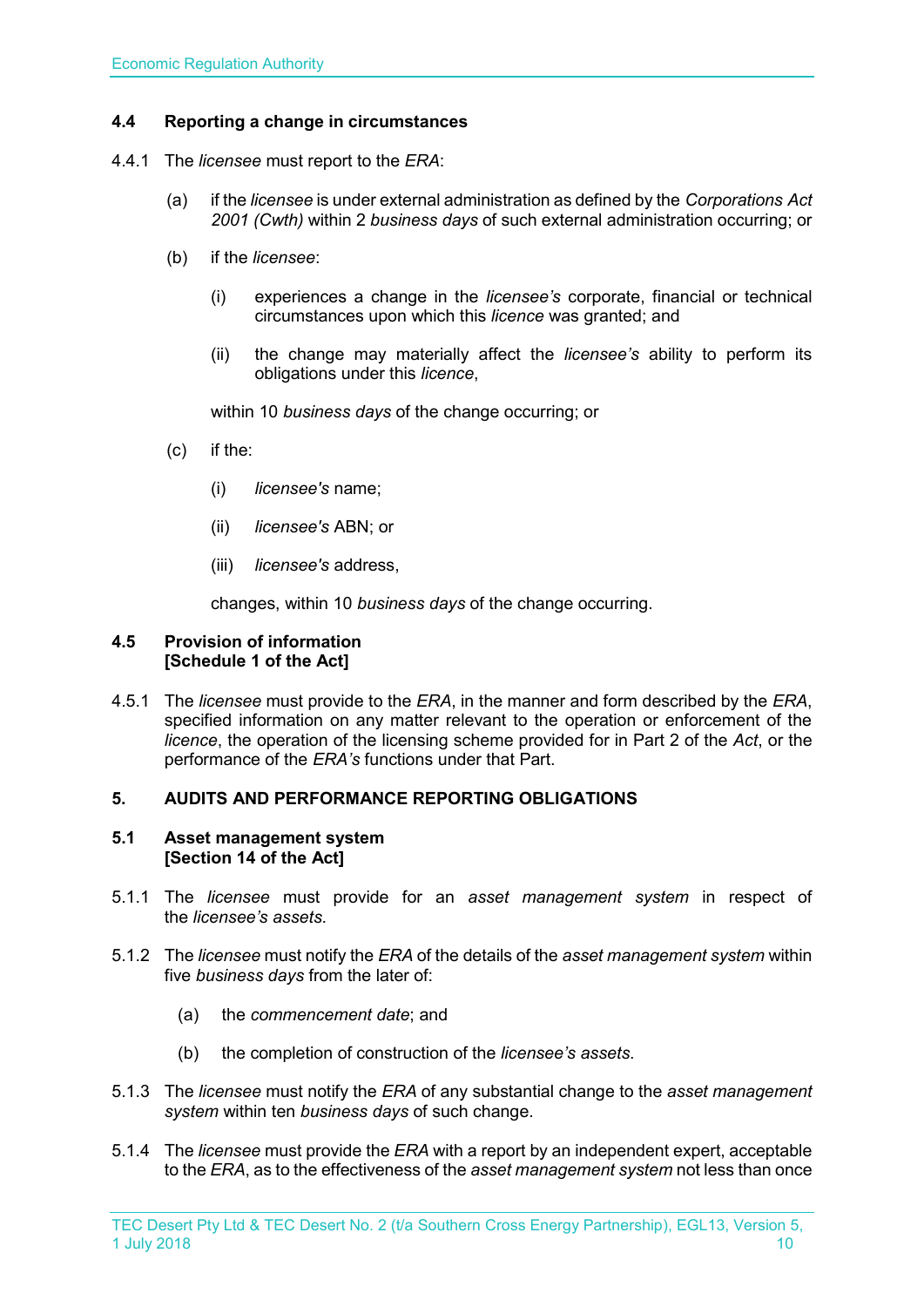### 4.4 Reporting a change in circumstances

4.4.1 The *licensee* must report to the *ERA*:

(a) if the *licensee* is under external administration as defined by the *Corporations Act 2001 (Cwth)* within 2 *business days* of such external administration occurring; or

(b) if the *licensee*:

(i) experiences a change in the *licensee's* corporate, financial or technical circumstances upon which this *licence* was granted; and

(ii) the change may materially affect the *licensee's* ability to perform its obligations under this *licence*,

within 10 *business days* of the change occurring; or

(c) if the:

(i) *licensee's* name;

(ii) *licensee's* ABN; or

(iii) *licensee's* address,

changes, within 10 *business days* of the change occurring.

### 4.5 Provision of information [Schedule 1 of the Act]

4.5.1 The *licensee* must provide to the *ERA*, in the manner and form described by the *ERA*, specified information on any matter relevant to the operation or enforcement of the *licence*, the operation of the licensing scheme provided for in Part 2 of the *Act*, or the performance of the *ERA's* functions under that Part.

## 5. AUDITS AND PERFORMANCE REPORTING OBLIGATIONS

### 5.1 Asset management system [Section 14 of the Act]

5.1.1 The *licensee* must provide for an *asset management system* in respect of the *licensee's assets*.

5.1.2 The *licensee* must notify the *ERA* of the details of the *asset management system* within five *business days* from the later of:

(a) the *commencement date*; and

(b) the completion of construction of the *licensee's assets*.

5.1.3 The *licensee* must notify the *ERA* of any substantial change to the *asset management system* within ten *business days* of such change.

5.1.4 The *licensee* must provide the *ERA* with a report by an independent expert, acceptable to the *ERA*, as to the effectiveness of the *asset management system* not less than once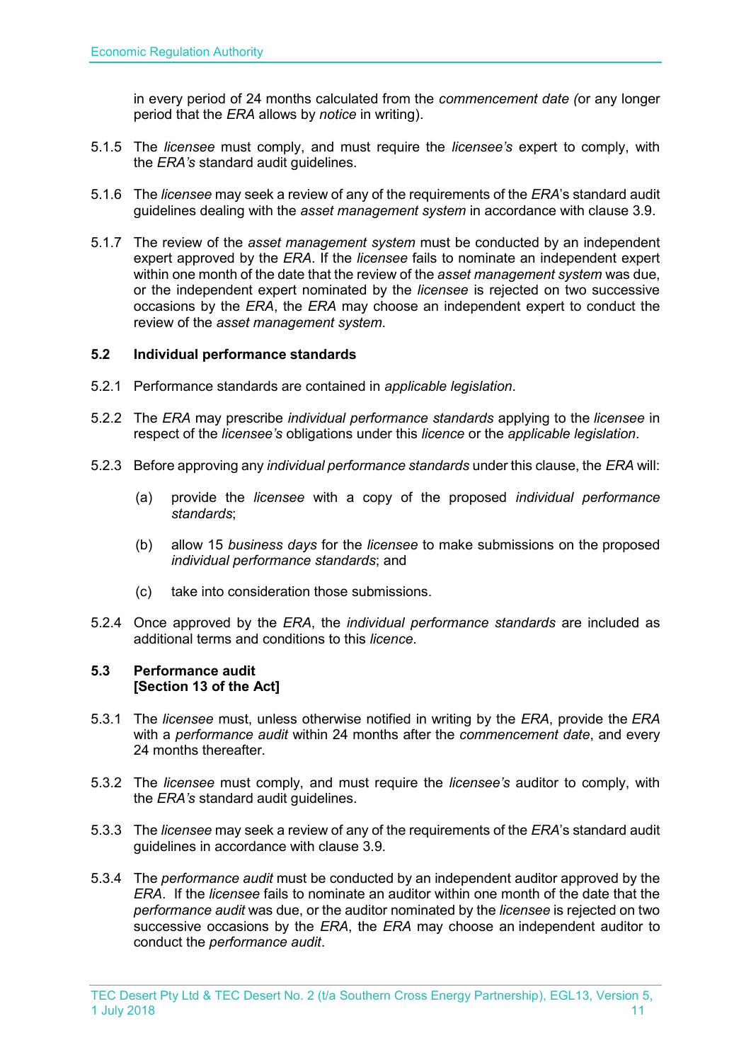in every period of 24 months calculated from the *commencement date (*or any longer period that the *ERA* allows by *notice* in writing).

5.1.5 The *licensee* must comply, and must require the *licensee's* expert to comply, with the *ERA's* standard audit guidelines.

5.1.6 The *licensee* may seek a review of any of the requirements of the *ERA*'s standard audit guidelines dealing with the *asset management system* in accordance with clause 3.9.

5.1.7 The review of the *asset management system* must be conducted by an independent expert approved by the *ERA*. If the *licensee* fails to nominate an independent expert within one month of the date that the review of the *asset management system* was due, or the independent expert nominated by the *licensee* is rejected on two successive occasions by the *ERA*, the *ERA* may choose an independent expert to conduct the review of the *asset management system*.

### 5.2 Individual performance standards

5.2.1 Performance standards are contained in *applicable legislation*.

5.2.2 The *ERA* may prescribe *individual performance standards* applying to the *licensee* in respect of the *licensee's* obligations under this *licence* or the *applicable legislation*.

5.2.3 Before approving any *individual performance standards* under this clause, the *ERA* will:

(a) provide the *licensee* with a copy of the proposed *individual performance standards*;

(b) allow 15 *business days* for the *licensee* to make submissions on the proposed *individual performance standards*; and

(c) take into consideration those submissions.

5.2.4 Once approved by the *ERA*, the *individual performance standards* are included as additional terms and conditions to this *licence*.

### 5.3 Performance audit
**[Section 13 of the Act]**

5.3.1 The *licensee* must, unless otherwise notified in writing by the *ERA*, provide the *ERA* with a *performance audit* within 24 months after the *commencement date*, and every 24 months thereafter.

5.3.2 The *licensee* must comply, and must require the *licensee's* auditor to comply, with the *ERA's* standard audit guidelines.

5.3.3 The *licensee* may seek a review of any of the requirements of the *ERA*'s standard audit guidelines in accordance with clause 3.9.

5.3.4 The *performance audit* must be conducted by an independent auditor approved by the *ERA*. If the *licensee* fails to nominate an auditor within one month of the date that the *performance audit* was due, or the auditor nominated by the *licensee* is rejected on two successive occasions by the *ERA*, the *ERA* may choose an independent auditor to conduct the *performance audit*.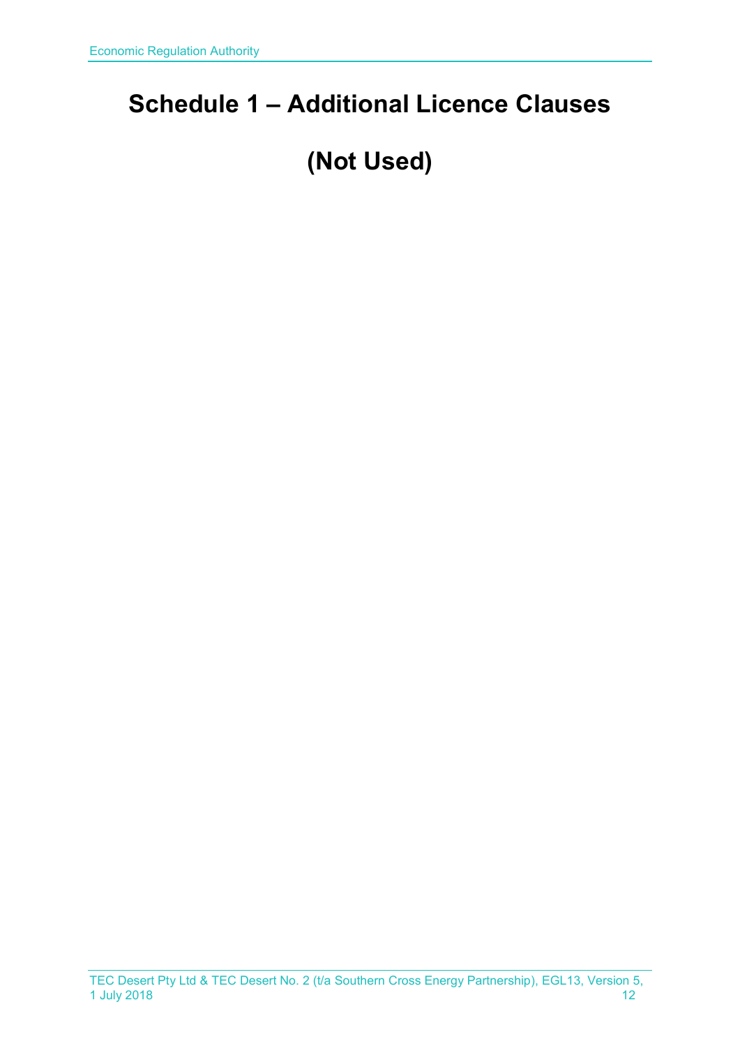# Schedule 1 – Additional Licence Clauses

# (Not Used)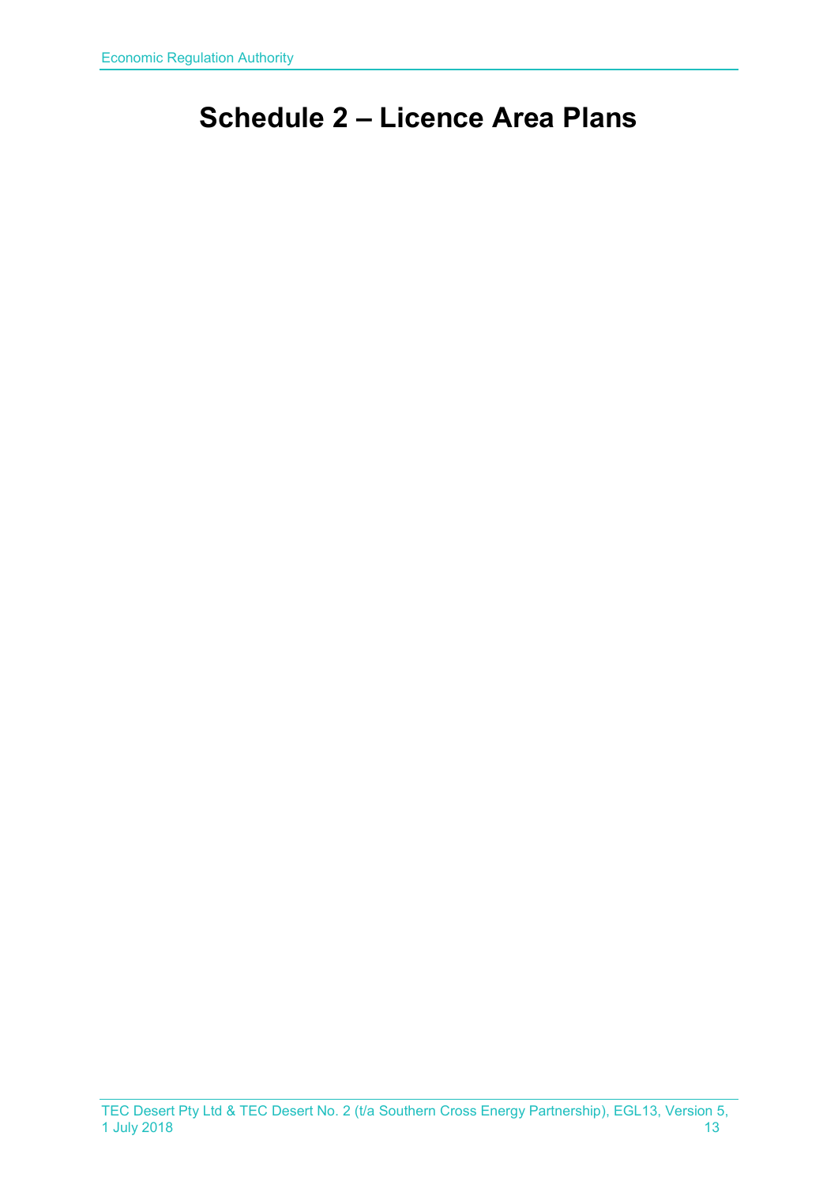# Schedule 2 – Licence Area Plans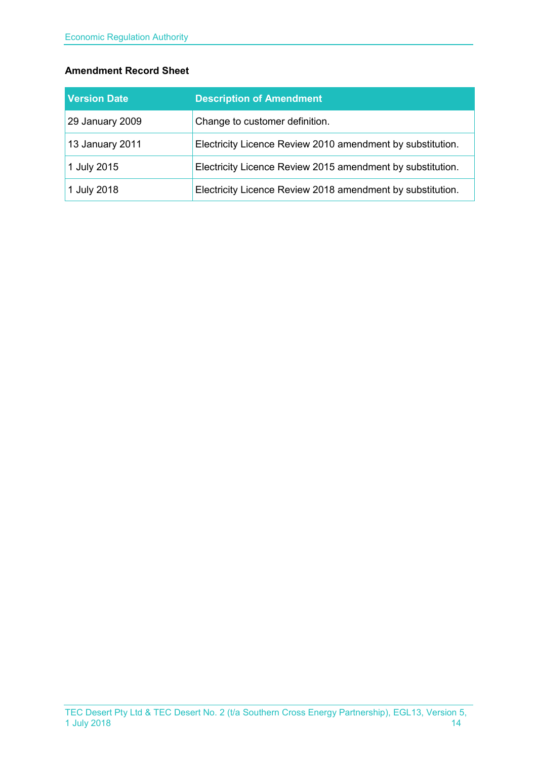**Amendment Record Sheet**

| Version Date | Description of Amendment |
| --- | --- |
| 29 January 2009 | Change to customer definition. |
| 13 January 2011 | Electricity Licence Review 2010 amendment by substitution. |
| 1 July 2015 | Electricity Licence Review 2015 amendment by substitution. |
| 1 July 2018 | Electricity Licence Review 2018 amendment by substitution. |